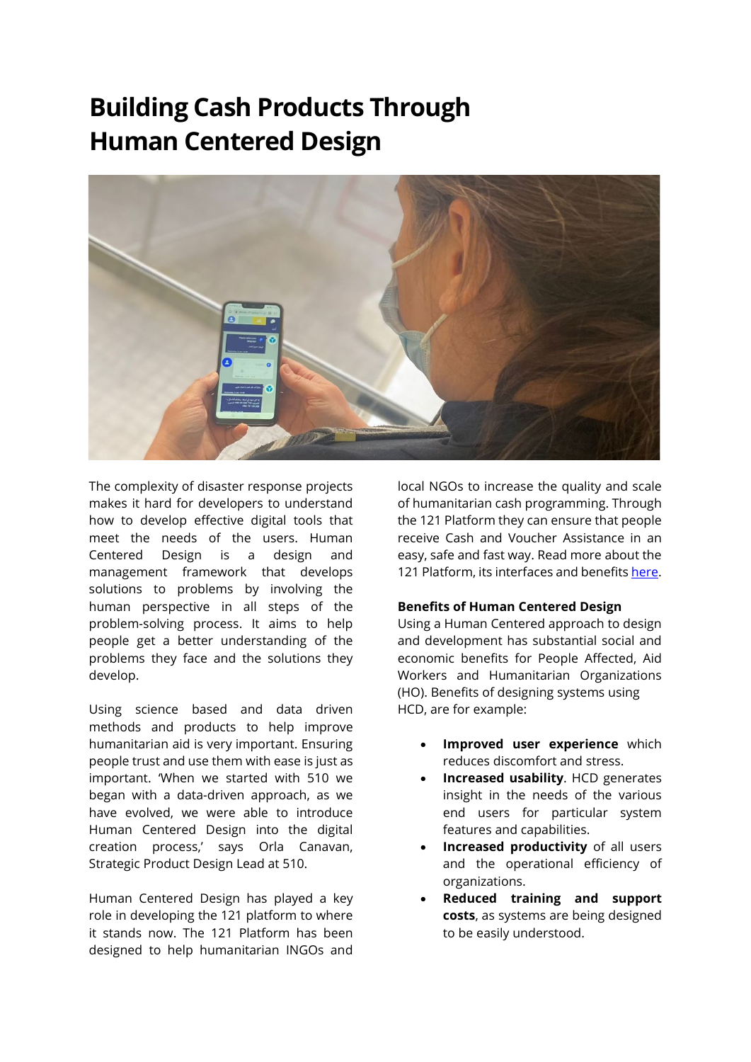# Building Cash Products Through Human Centered Design

The complexity of disaster response projects makes it hard for developers to understand how to develop effective digital tools that meet the needs of the users. Human Centered Design is a design and management framework that develops solutions to problems by involving the human perspective in all steps of the problem-solving process. It aims to help people get a better understanding of the problems they face and the solutions they develop.

Using science based and data driven methods and products to help improve humanitarian aid is very important. Ensuring people trust and use them with ease is just as important. 'When we started with 510 we began with a data-driven approach, as we have evolved, we were able to introduce Human Centered Design into the digital creation process,' says Orla Canavan, Strategic Product Design Lead at 510.

Human Centered Design has played a key role in developing the 121 platform to where it stands now. The 121 Platform has been designed to help humanitarian INGOs and local NGOs to increase the quality and scale of humanitarian cash programming. Through the 121 Platform they can ensure that people receive Cash and Voucher Assistance in an easy, safe and fast way. Read more about the 121 Platform, its interfaces and benefits [here](here).

**Benefits of Human Centered Design**

Using a Human Centered approach to design and development has substantial social and economic benefits for People Affected, Aid Workers and Humanitarian Organizations (HO). Benefits of designing systems using HCD, are for example:

- **Improved user experience** which reduces discomfort and stress.
- **Increased usability**. HCD generates insight in the needs of the various end users for particular system features and capabilities.
- **Increased productivity** of all users and the operational efficiency of organizations.
- **Reduced training and support costs**, as systems are being designed to be easily understood.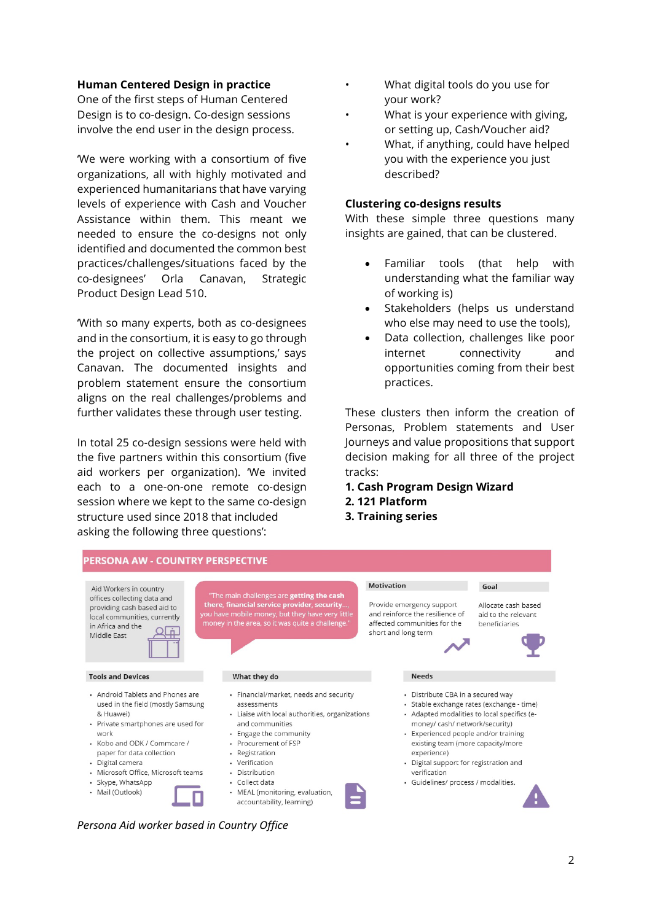**Human Centered Design in practice**

One of the first steps of Human Centered Design is to co-design. Co-design sessions involve the end user in the design process.

'We were working with a consortium of five organizations, all with highly motivated and experienced humanitarians that have varying levels of experience with Cash and Voucher Assistance within them. This meant we needed to ensure the co-designs not only identified and documented the common best practices/challenges/situations faced by the co-designees' Orla Canavan, Strategic Product Design Lead 510.

'With so many experts, both as co-designees and in the consortium, it is easy to go through the project on collective assumptions,' says Canavan. The documented insights and problem statement ensure the consortium aligns on the real challenges/problems and further validates these through user testing.

In total 25 co-design sessions were held with the five partners within this consortium (five aid workers per organization). 'We invited each to a one-on-one remote co-design session where we kept to the same co-design structure used since 2018 that included asking the following three questions':

- What digital tools do you use for your work?
- What is your experience with giving, or setting up, Cash/Voucher aid?
- What, if anything, could have helped you with the experience you just described?

**Clustering co-designs results**

With these simple three questions many insights are gained, that can be clustered.

- Familiar tools (that help with understanding what the familiar way of working is)
- Stakeholders (helps us understand who else may need to use the tools),
- Data collection, challenges like poor internet connectivity and opportunities coming from their best practices.

These clusters then inform the creation of Personas, Problem statements and User Journeys and value propositions that support decision making for all three of the project tracks:

**1. Cash Program Design Wizard**
**2. 121 Platform**
**3. Training series**

**PERSONA AW - COUNTRY PERSPECTIVE**

Aid Workers in country offices collecting data and providing cash based aid to local communities, currently in Africa and the Middle East

"The main challenges are **getting the cash there, financial service provider, security...**, you have mobile money, but they have very little money in the area, so it was quite a challenge."

**Motivation**

Provide emergency support and reinforce the resilience of affected communities for the short and long term

**Goal**

Allocate cash based aid to the relevant beneficiaries

**Tools and Devices**

- Android Tablets and Phones are used in the field (mostly Samsung & Huawei)
- Private smartphones are used for work
- Kobo and ODK / Commcare / paper for data collection
- Digital camera
- Microsoft Office, Microsoft teams
- Skype, WhatsApp
- Mail (Outlook)

**What they do**

- Financial/market, needs and security assessments
- Liaise with local authorities, organizations and communities
- Engage the community
- Procurement of FSP
- Registration
- Verification
- Distribution
- Collect data
- MEAL (monitoring, evaluation, accountability, learning)

**Needs**

- Distribute CBA in a secured way
- Stable exchange rates (exchange - time)
- Adapted modalities to local specifics (e-money/ cash/ network/security)
- Experienced people and/or training existing team (more capacity/more experience)
- Digital support for registration and verification
- Guidelines/ process / modalities.

*Persona Aid worker based in Country Office*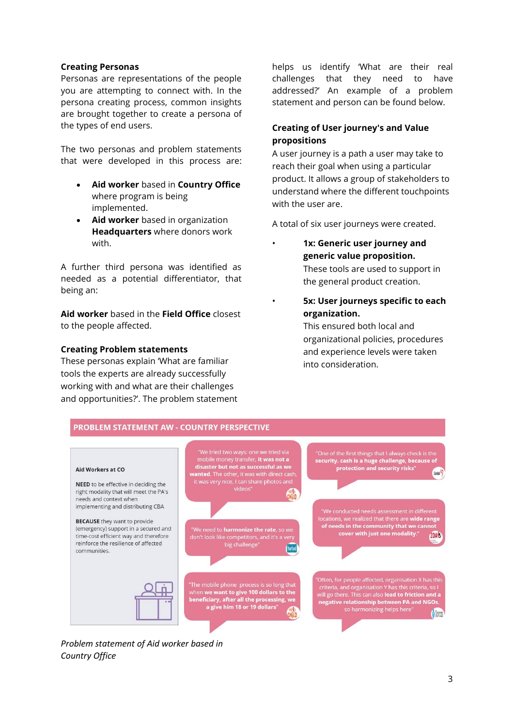### Creating Personas

Personas are representations of the people you are attempting to connect with. In the persona creating process, common insights are brought together to create a persona of the types of end users.

The two personas and problem statements that were developed in this process are:

- **Aid worker** based in **Country Office** where program is being implemented.
- **Aid worker** based in organization **Headquarters** where donors work with.

A further third persona was identified as needed as a potential differentiator, that being an:

**Aid worker** based in the **Field Office** closest to the people affected.

### Creating Problem statements

These personas explain 'What are familiar tools the experts are already successfully working with and what are their challenges and opportunities?'. The problem statement helps us identify 'What are their real challenges that they need to have addressed?' An example of a problem statement and person can be found below.

### Creating of User journey's and Value propositions

A user journey is a path a user may take to reach their goal when using a particular product. It allows a group of stakeholders to understand where the different touchpoints with the user are.

A total of six user journeys were created.

- **1x: Generic user journey and generic value proposition.**
  These tools are used to support in the general product creation.
- **5x: User journeys specific to each organization.**
  This ensured both local and organizational policies, procedures and experience levels were taken into consideration.

**PROBLEM STATEMENT AW - COUNTRY PERSPECTIVE**

**Aid Workers at CO**

**NEED** to be effective in deciding the right modality that will meet the PA's needs and context when implementing and distributing CBA

**BECAUSE** they want to provide (emergency) support in a secured and time-cost efficient way and therefore reinforce the resilience of affected communities.

"We tried two ways: one we tried via mobile money transfer, **it was not a disaster but not as successful as we wanted.** The other, it was with direct cash, it was very nice, I can share photos and videos"

"We need to **harmonize the rate**, so we don't look like competitors, and it's a very big challenge"

"The mobile phone process is so long that when **we want to give 100 dollars to the beneficiary, after all the processing, we a give him 18 or 19 dollars**"

"One of the first things that I always check is the **security. cash is a huge challenge, because of protection and security risks**"

"We conducted needs assessment in different locations, we realized that there are **wide range of needs in the community that we cannot cover with just one modality.**"

"Often, for people affected, organisation X has this criteria, and organisation Y has this criteria, so I will go there. This can also **lead to friction and a negative relationship between PA and NGOs**, so harmonizing helps here"

*Problem statement of Aid worker based in Country Office*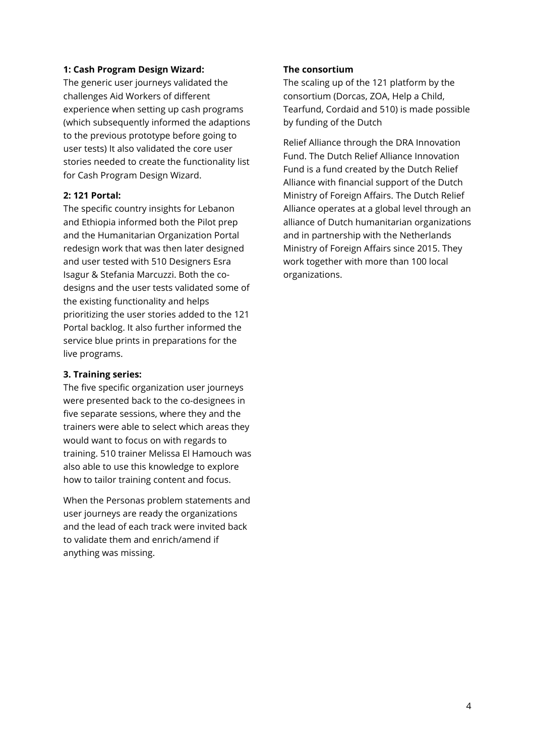**1: Cash Program Design Wizard:**

The generic user journeys validated the challenges Aid Workers of different experience when setting up cash programs (which subsequently informed the adaptions to the previous prototype before going to user tests) It also validated the core user stories needed to create the functionality list for Cash Program Design Wizard.

**2: 121 Portal:**

The specific country insights for Lebanon and Ethiopia informed both the Pilot prep and the Humanitarian Organization Portal redesign work that was then later designed and user tested with 510 Designers Esra Isagur & Stefania Marcuzzi. Both the co-designs and the user tests validated some of the existing functionality and helps prioritizing the user stories added to the 121 Portal backlog. It also further informed the service blue prints in preparations for the live programs.

**3. Training series:**

The five specific organization user journeys were presented back to the co-designees in five separate sessions, where they and the trainers were able to select which areas they would want to focus on with regards to training. 510 trainer Melissa El Hamouch was also able to use this knowledge to explore how to tailor training content and focus.

When the Personas problem statements and user journeys are ready the organizations and the lead of each track were invited back to validate them and enrich/amend if anything was missing.

**The consortium**

The scaling up of the 121 platform by the consortium (Dorcas, ZOA, Help a Child, Tearfund, Cordaid and 510) is made possible by funding of the Dutch

Relief Alliance through the DRA Innovation Fund. The Dutch Relief Alliance Innovation Fund is a fund created by the Dutch Relief Alliance with financial support of the Dutch Ministry of Foreign Affairs. The Dutch Relief Alliance operates at a global level through an alliance of Dutch humanitarian organizations and in partnership with the Netherlands Ministry of Foreign Affairs since 2015. They work together with more than 100 local organizations.